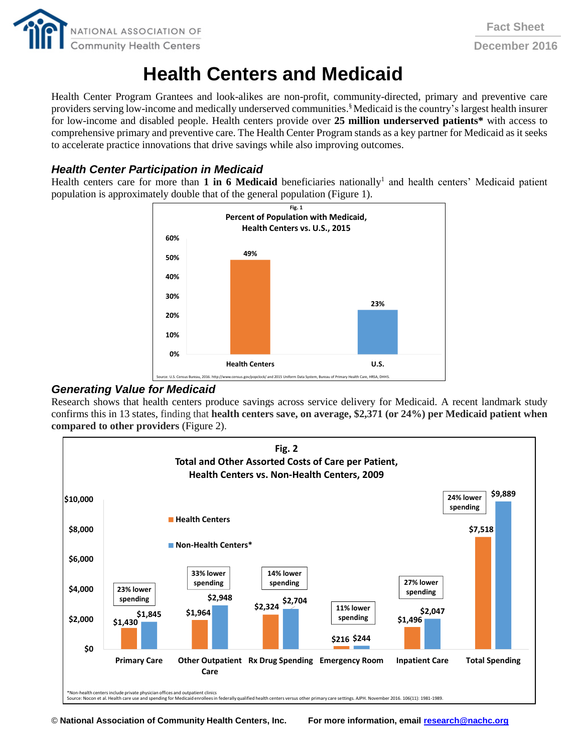NATIONAL ASSOCIATION OF Community Health Centers

Fact Sheet
December 2016

# Health Centers and Medicaid

Health Center Program Grantees and look-alikes are non-profit, community-directed, primary and preventive care providers serving low-income and medically underserved communities.[§] Medicaid is the country's largest health insurer for low-income and disabled people. Health centers provide over **25 million underserved patients*** with access to comprehensive primary and preventive care. The Health Center Program stands as a key partner for Medicaid as it seeks to accelerate practice innovations that drive savings while also improving outcomes.

## *Health Center Participation in Medicaid*

Health centers care for more than **1 in 6 Medicaid** beneficiaries nationally[1] and health centers' Medicaid patient population is approximately double that of the general population (Figure 1).

Fig. 1
Percent of Population with Medicaid, Health Centers vs. U.S., 2015

| | Percent with Medicaid |
|---|---|
| Health Centers | 49% |
| U.S. | 23% |

Source: U.S. Census Bureau, 2016. http://www.census.gov/popclock/ and 2015 Uniform Data System, Bureau of Primary Health Care, HRSA, DHHS.

## *Generating Value for Medicaid*

Research shows that health centers produce savings across service delivery for Medicaid. A recent landmark study confirms this in 13 states, finding that **health centers save, on average, $2,371 (or 24%) per Medicaid patient when compared to other providers** (Figure 2).

Fig. 2
Total and Other Assorted Costs of Care per Patient, Health Centers vs. Non-Health Centers, 2009

| | Health Centers | Non-Health Centers* | Difference |
|---|---|---|---|
| Primary Care | $1,430 | $1,845 | 23% lower spending |
| Other Outpatient Care | $1,964 | $2,948 | 33% lower spending |
| Rx Drug Spending | $2,324 | $2,704 | 14% lower spending |
| Emergency Room | $216 | $244 | 11% lower spending |
| Inpatient Care | $1,496 | $2,047 | 27% lower spending |
| Total Spending | $7,518 | $9,889 | 24% lower spending |

*Non-health centers include private physician offices and outpatient clinics
Source: Nocon et al. Health care use and spending for Medicaid enrollees in federally qualified health centers versus other primary care settings. AJPH. November 2016. 106(11): 1981-1989.

© National Association of Community Health Centers, Inc. For more information, email research@nachc.org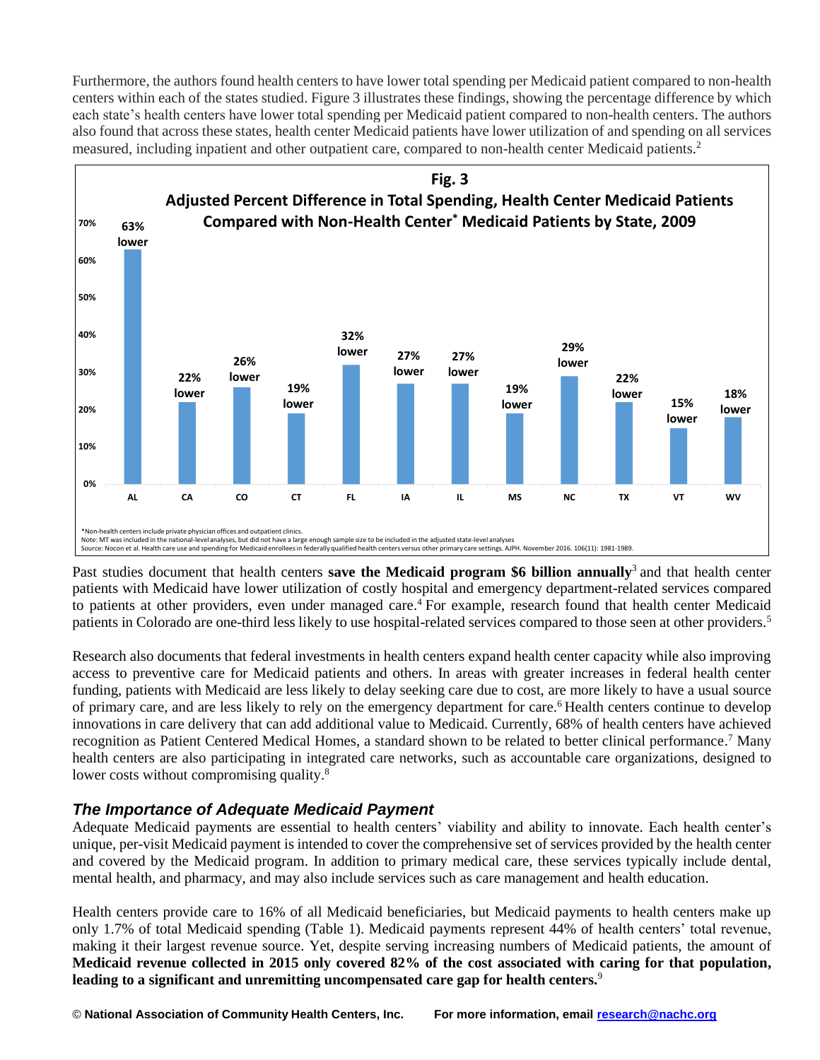Furthermore, the authors found health centers to have lower total spending per Medicaid patient compared to non-health centers within each of the states studied. Figure 3 illustrates these findings, showing the percentage difference by which each state's health centers have lower total spending per Medicaid patient compared to non-health centers. The authors also found that across these states, health center Medicaid patients have lower utilization of and spending on all services measured, including inpatient and other outpatient care, compared to non-health center Medicaid patients.[2]

**Fig. 3**
**Adjusted Percent Difference in Total Spending, Health Center Medicaid Patients Compared with Non-Health Center* Medicaid Patients by State, 2009**

| State | Percent Difference |
|---|---|
| AL | 63% lower |
| CA | 22% lower |
| CO | 26% lower |
| CT | 19% lower |
| FL | 32% lower |
| IA | 27% lower |
| IL | 27% lower |
| MS | 19% lower |
| NC | 29% lower |
| TX | 22% lower |
| VT | 15% lower |
| WV | 18% lower |

*Non-health centers include private physician offices and outpatient clinics.
Note: MT was included in the national-level analyses, but did not have a large enough sample size to be included in the adjusted state-level analyses
Source: Nocon et al. Health care use and spending for Medicaid enrollees in federally qualified health centers versus other primary care settings. AJPH. November 2016. 106(11): 1981-1989.

Past studies document that health centers **save the Medicaid program $6 billion annually**[3] and that health center patients with Medicaid have lower utilization of costly hospital and emergency department-related services compared to patients at other providers, even under managed care.[4] For example, research found that health center Medicaid patients in Colorado are one-third less likely to use hospital-related services compared to those seen at other providers.[5]

Research also documents that federal investments in health centers expand health center capacity while also improving access to preventive care for Medicaid patients and others. In areas with greater increases in federal health center funding, patients with Medicaid are less likely to delay seeking care due to cost, are more likely to have a usual source of primary care, and are less likely to rely on the emergency department for care.[6] Health centers continue to develop innovations in care delivery that can add additional value to Medicaid. Currently, 68% of health centers have achieved recognition as Patient Centered Medical Homes, a standard shown to be related to better clinical performance.[7] Many health centers are also participating in integrated care networks, such as accountable care organizations, designed to lower costs without compromising quality.[8]

### *The Importance of Adequate Medicaid Payment*

Adequate Medicaid payments are essential to health centers' viability and ability to innovate. Each health center's unique, per-visit Medicaid payment is intended to cover the comprehensive set of services provided by the health center and covered by the Medicaid program. In addition to primary medical care, these services typically include dental, mental health, and pharmacy, and may also include services such as care management and health education.

Health centers provide care to 16% of all Medicaid beneficiaries, but Medicaid payments to health centers make up only 1.7% of total Medicaid spending (Table 1). Medicaid payments represent 44% of health centers' total revenue, making it their largest revenue source. Yet, despite serving increasing numbers of Medicaid patients, the amount of **Medicaid revenue collected in 2015 only covered 82% of the cost associated with caring for that population, leading to a significant and unremitting uncompensated care gap for health centers.**[9]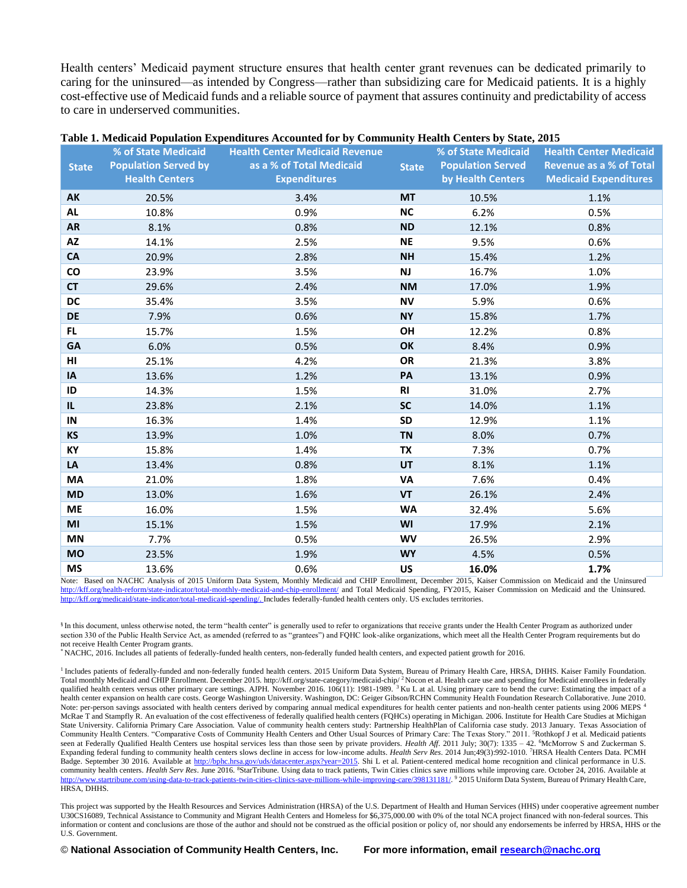Health centers' Medicaid payment structure ensures that health center grant revenues can be dedicated primarily to caring for the uninsured—as intended by Congress—rather than subsidizing care for Medicaid patients. It is a highly cost-effective use of Medicaid funds and a reliable source of payment that assures continuity and predictability of access to care in underserved communities.

**Table 1. Medicaid Population Expenditures Accounted for by Community Health Centers by State, 2015**

| State | % of State Medicaid Population Served by Health Centers | Health Center Medicaid Revenue as a % of Total Medicaid Expenditures | State | % of State Medicaid Population Served by Health Centers | Health Center Medicaid Revenue as a % of Total Medicaid Expenditures |
|---|---|---|---|---|---|
| **AK** | 20.5% | 3.4% | **MT** | 10.5% | 1.1% |
| **AL** | 10.8% | 0.9% | **NC** | 6.2% | 0.5% |
| **AR** | 8.1% | 0.8% | **ND** | 12.1% | 0.8% |
| **AZ** | 14.1% | 2.5% | **NE** | 9.5% | 0.6% |
| **CA** | 20.9% | 2.8% | **NH** | 15.4% | 1.2% |
| **CO** | 23.9% | 3.5% | **NJ** | 16.7% | 1.0% |
| **CT** | 29.6% | 2.4% | **NM** | 17.0% | 1.9% |
| **DC** | 35.4% | 3.5% | **NV** | 5.9% | 0.6% |
| **DE** | 7.9% | 0.6% | **NY** | 15.8% | 1.7% |
| **FL** | 15.7% | 1.5% | **OH** | 12.2% | 0.8% |
| **GA** | 6.0% | 0.5% | **OK** | 8.4% | 0.9% |
| **HI** | 25.1% | 4.2% | **OR** | 21.3% | 3.8% |
| **IA** | 13.6% | 1.2% | **PA** | 13.1% | 0.9% |
| **ID** | 14.3% | 1.5% | **RI** | 31.0% | 2.7% |
| **IL** | 23.8% | 2.1% | **SC** | 14.0% | 1.1% |
| **IN** | 16.3% | 1.4% | **SD** | 12.9% | 1.1% |
| **KS** | 13.9% | 1.0% | **TN** | 8.0% | 0.7% |
| **KY** | 15.8% | 1.4% | **TX** | 7.3% | 0.7% |
| **LA** | 13.4% | 0.8% | **UT** | 8.1% | 1.1% |
| **MA** | 21.0% | 1.8% | **VA** | 7.6% | 0.4% |
| **MD** | 13.0% | 1.6% | **VT** | 26.1% | 2.4% |
| **ME** | 16.0% | 1.5% | **WA** | 32.4% | 5.6% |
| **MI** | 15.1% | 1.5% | **WI** | 17.9% | 2.1% |
| **MN** | 7.7% | 0.5% | **WV** | 26.5% | 2.9% |
| **MO** | 23.5% | 1.9% | **WY** | 4.5% | 0.5% |
| **MS** | 13.6% | 0.6% | **US** | **16.0%** | **1.7%** |

Note: Based on NACHC Analysis of 2015 Uniform Data System, Monthly Medicaid and CHIP Enrollment, December 2015, Kaiser Commission on Medicaid and the Uninsured http://kff.org/health-reform/state-indicator/total-monthly-medicaid-and-chip-enrollment/ and Total Medicaid Spending, FY2015, Kaiser Commission on Medicaid and the Uninsured. http://kff.org/medicaid/state-indicator/total-medicaid-spending/. Includes federally-funded health centers only. US excludes territories.

§ In this document, unless otherwise noted, the term "health center" is generally used to refer to organizations that receive grants under the Health Center Program as authorized under section 330 of the Public Health Service Act, as amended (referred to as "grantees") and FQHC look-alike organizations, which meet all the Health Center Program requirements but do not receive Health Center Program grants.

* NACHC, 2016. Includes all patients of federally-funded health centers, non-federally funded health centers, and expected patient growth for 2016.

[1] Includes patients of federally-funded and non-federally funded health centers. 2015 Uniform Data System, Bureau of Primary Health Care, HRSA, DHHS. Kaiser Family Foundation. Total monthly Medicaid and CHIP Enrollment. December 2015. http://kff.org/state-category/medicaid-chip/ [2] Nocon et al. Health care use and spending for Medicaid enrollees in federally qualified health centers versus other primary care settings. AJPH. November 2016. 106(11): 1981-1989. [3] Ku L at al. Using primary care to bend the curve: Estimating the impact of a health center expansion on health care costs. George Washington University. Washington, DC: Geiger Gibson/RCHN Community Health Foundation Research Collaborative. June 2010. Note: per-person savings associated with health centers derived by comparing annual medical expenditures for health center patients and non-health center patients using 2006 MEPS [4] McRae T and Stampfly R. An evaluation of the cost effectiveness of federally qualified health centers (FQHCs) operating in Michigan. 2006. Institute for Health Care Studies at Michigan State University. California Primary Care Association. Value of community health centers study: Partnership HealthPlan of California case study. 2013 January. Texas Association of Community Health Centers. "Comparative Costs of Community Health Centers and Other Usual Sources of Primary Care: The Texas Story." 2011. [5] Rothkopf J et al. Medicaid patients seen at Federally Qualified Health Centers use hospital services less than those seen by private providers. *Health Aff.* 2011 July; 30(7): 1335 – 42. [6] McMorrow S and Zuckerman S. Expanding federal funding to community health centers slows decline in access for low-income adults. *Health Serv Res*. 2014 Jun;49(3):992-1010. [7] HRSA Health Centers Data. PCMH Badge. September 30 2016. Available at http://bphc.hrsa.gov/uds/datacenter.aspx?year=2015. Shi L et al. Patient-centered medical home recognition and clinical performance in U.S. community health centers. *Health Serv Res*. June 2016. [8] StarTribune. Using data to track patients, Twin Cities clinics save millions while improving care. October 24, 2016. Available at http://www.startribune.com/using-data-to-track-patients-twin-cities-clinics-save-millions-while-improving-care/398131181/. [9] 2015 Uniform Data System, Bureau of Primary Health Care, HRSA, DHHS.

This project was supported by the Health Resources and Services Administration (HRSA) of the U.S. Department of Health and Human Services (HHS) under cooperative agreement number U30CS16089, Technical Assistance to Community and Migrant Health Centers and Homeless for $6,375,000.00 with 0% of the total NCA project financed with non-federal sources. This information or content and conclusions are those of the author and should not be construed as the official position or policy of, nor should any endorsements be inferred by HRSA, HHS or the U.S. Government.

**© National Association of Community Health Centers, Inc.** **For more information, email research@nachc.org**